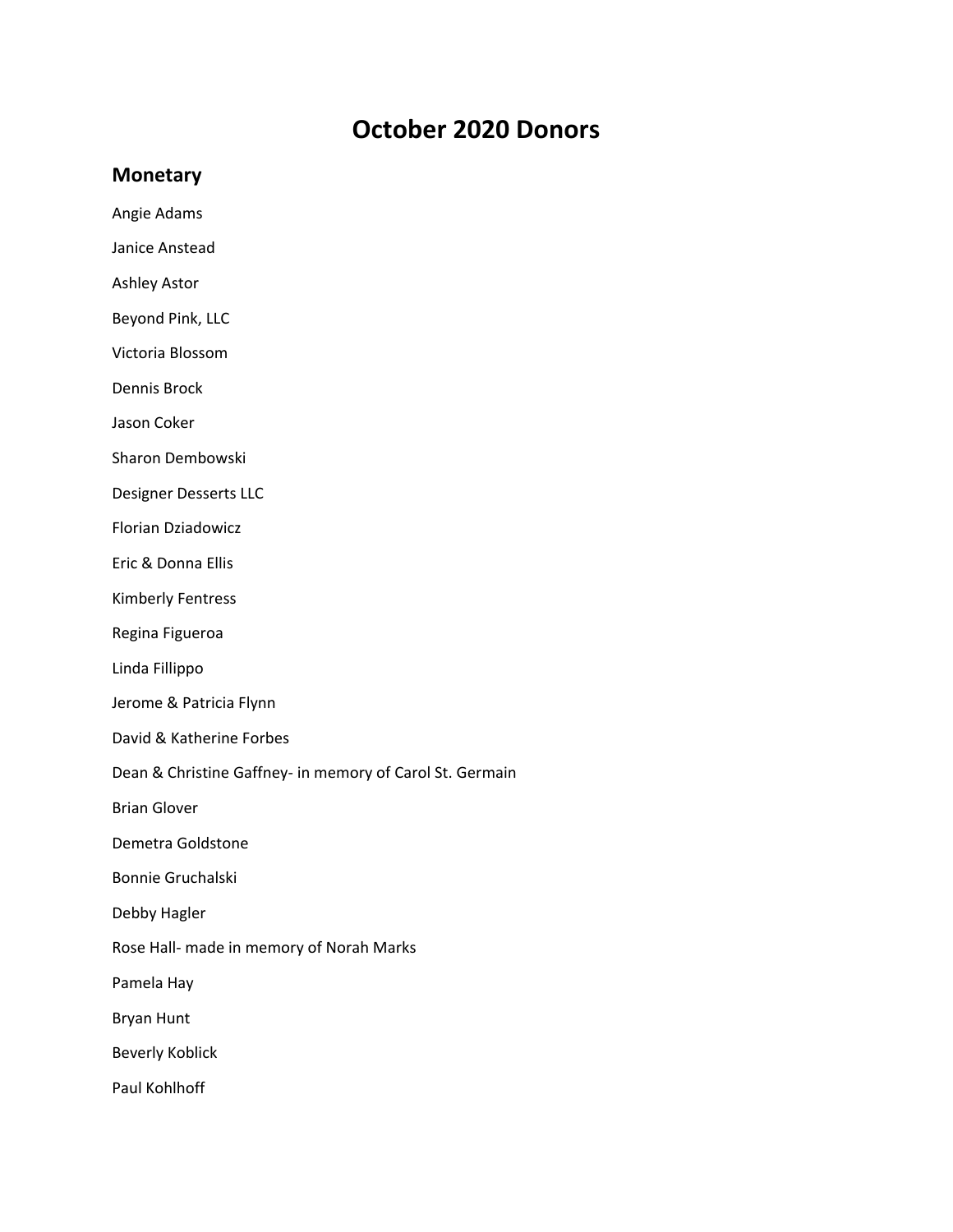# October 2020 Donors

## Monetary

Angie Adams

Janice Anstead

Ashley Astor

Beyond Pink, LLC

Victoria Blossom

Dennis Brock

Jason Coker

Sharon Dembowski

Designer Desserts LLC

Florian Dziadowicz

Eric & Donna Ellis

Kimberly Fentress

Regina Figueroa

Linda Fillippo

Jerome & Patricia Flynn

David & Katherine Forbes

Dean & Christine Gaffney- in memory of Carol St. Germain

Brian Glover

Demetra Goldstone

Bonnie Gruchalski

Debby Hagler

Rose Hall- made in memory of Norah Marks

Pamela Hay

Bryan Hunt

Beverly Koblick

Paul Kohlhoff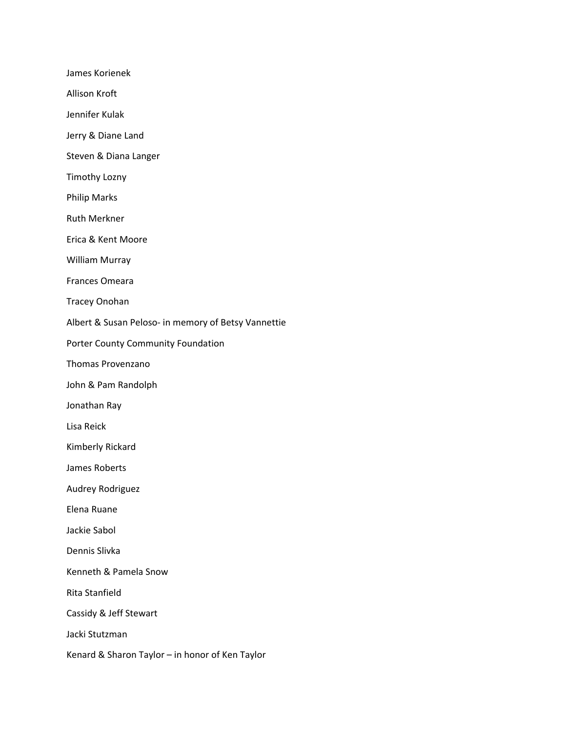James Korienek

Allison Kroft

Jennifer Kulak

Jerry & Diane Land

Steven & Diana Langer

Timothy Lozny

Philip Marks

Ruth Merkner

Erica & Kent Moore

William Murray

Frances Omeara

Tracey Onohan

Albert & Susan Peloso- in memory of Betsy Vannettie

Porter County Community Foundation

Thomas Provenzano

John & Pam Randolph

Jonathan Ray

Lisa Reick

Kimberly Rickard

James Roberts

Audrey Rodriguez

Elena Ruane

Jackie Sabol

Dennis Slivka

Kenneth & Pamela Snow

Rita Stanfield

Cassidy & Jeff Stewart

Jacki Stutzman

Kenard & Sharon Taylor – in honor of Ken Taylor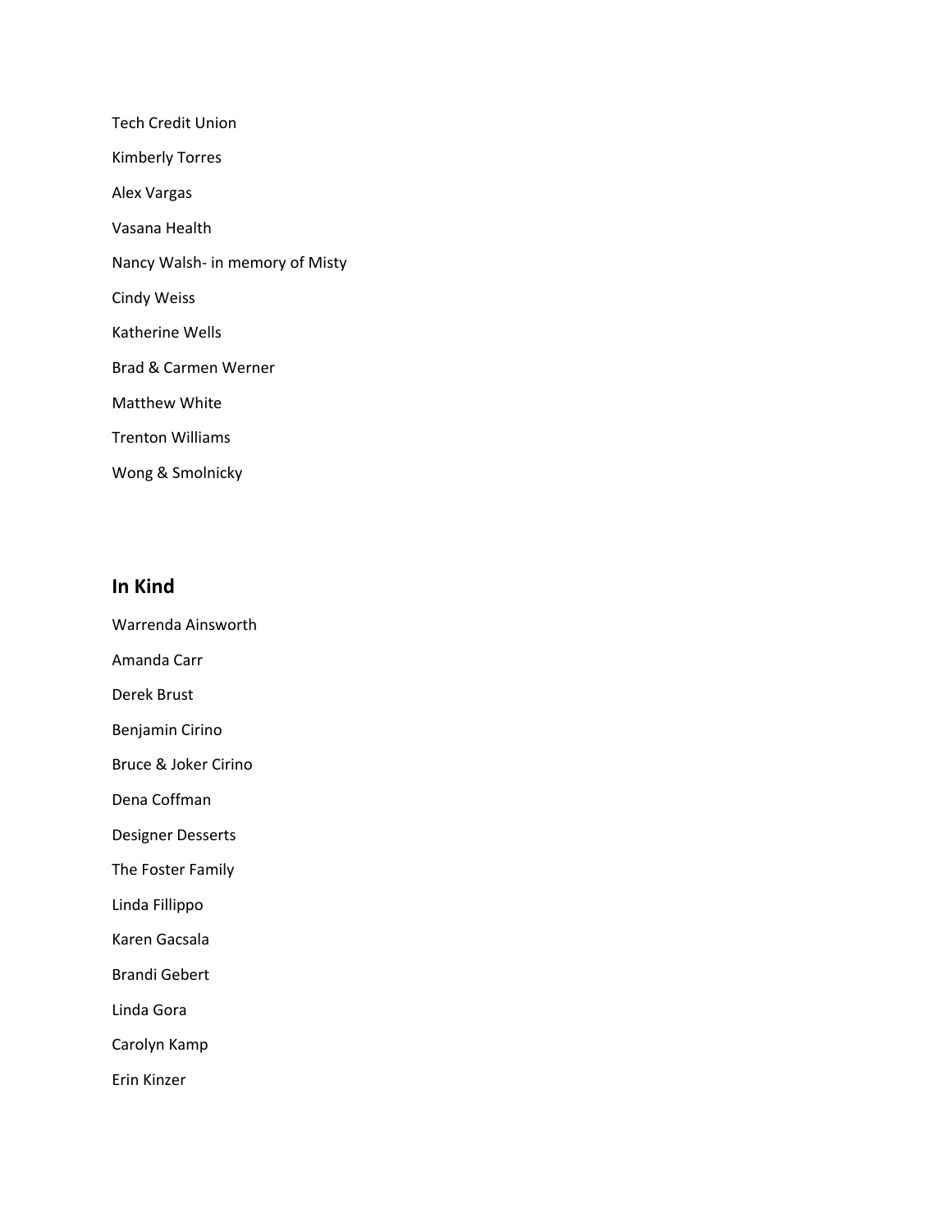Tech Credit Union

Kimberly Torres

Alex Vargas

Vasana Health

Nancy Walsh- in memory of Misty

Cindy Weiss

Katherine Wells

Brad & Carmen Werner

Matthew White

Trenton Williams

Wong & Smolnicky

## In Kind

Warrenda Ainsworth

Amanda Carr

Derek Brust

Benjamin Cirino

Bruce & Joker Cirino

Dena Coffman

Designer Desserts

The Foster Family

Linda Fillippo

Karen Gacsala

Brandi Gebert

Linda Gora

Carolyn Kamp

Erin Kinzer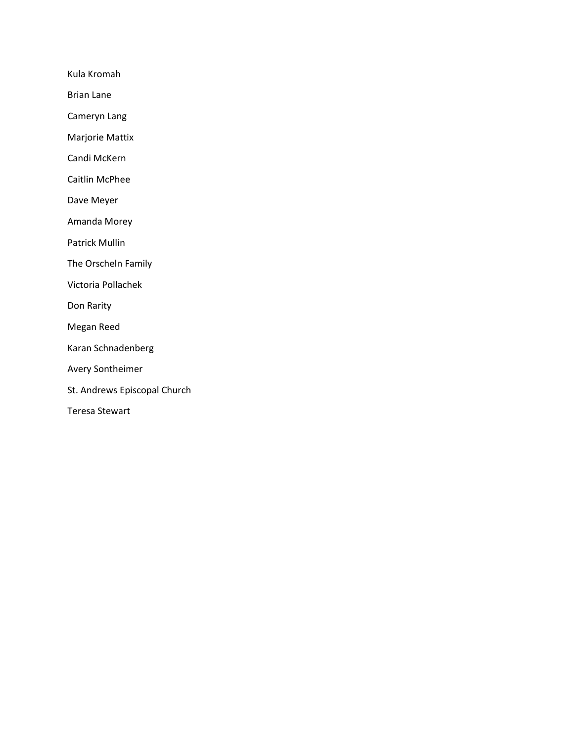Kula Kromah

Brian Lane

Cameryn Lang

Marjorie Mattix

Candi McKern

Caitlin McPhee

Dave Meyer

Amanda Morey

Patrick Mullin

The Orscheln Family

Victoria Pollachek

Don Rarity

Megan Reed

Karan Schnadenberg

Avery Sontheimer

St. Andrews Episcopal Church

Teresa Stewart